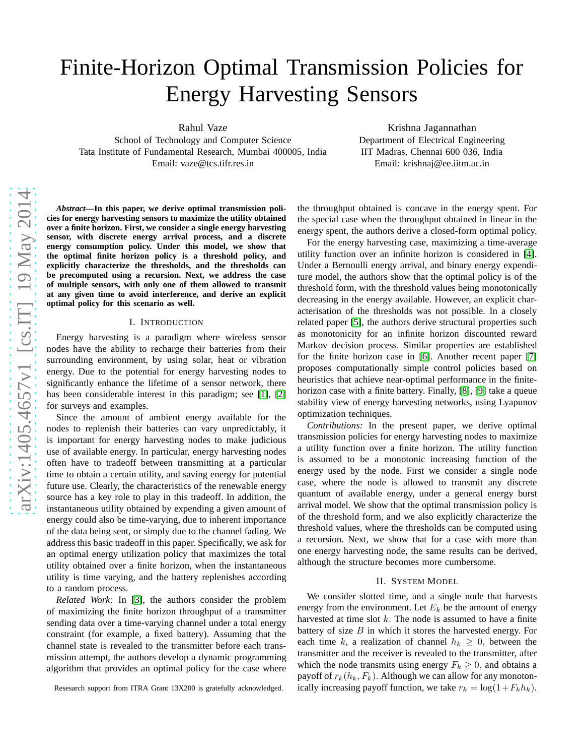# Finite-Horizon Optimal Transmission Policies for Energy Harvesting Sensors

Rahul Vaze
School of Technology and Computer Science
Tata Institute of Fundamental Research, Mumbai 400005, India
Email: vaze@tcs.tifr.res.in

Krishna Jagannathan
Department of Electrical Engineering
IIT Madras, Chennai 600 036, India
Email: krishnaj@ee.iitm.ac.in

***Abstract*—In this paper, we derive optimal transmission policies for energy harvesting sensors to maximize the utility obtained over a finite horizon. First, we consider a single energy harvesting sensor, with discrete energy arrival process, and a discrete energy consumption policy. Under this model, we show that the optimal finite horizon policy is a threshold policy, and explicitly characterize the thresholds, and the thresholds can be precomputed using a recursion. Next, we address the case of multiple sensors, with only one of them allowed to transmit at any given time to avoid interference, and derive an explicit optimal policy for this scenario as well.**

## I. Introduction

Energy harvesting is a paradigm where wireless sensor nodes have the ability to recharge their batteries from their surrounding environment, by using solar, heat or vibration energy. Due to the potential for energy harvesting nodes to significantly enhance the lifetime of a sensor network, there has been considerable interest in this paradigm; see [1], [2] for surveys and examples.

Since the amount of ambient energy available for the nodes to replenish their batteries can vary unpredictably, it is important for energy harvesting nodes to make judicious use of available energy. In particular, energy harvesting nodes often have to tradeoff between transmitting at a particular time to obtain a certain utility, and saving energy for potential future use. Clearly, the characteristics of the renewable energy source has a key role to play in this tradeoff. In addition, the instantaneous utility obtained by expending a given amount of energy could also be time-varying, due to inherent importance of the data being sent, or simply due to the channel fading. We address this basic tradeoff in this paper. Specifically, we ask for an optimal energy utilization policy that maximizes the total utility obtained over a finite horizon, when the instantaneous utility is time varying, and the battery replenishes according to a random process.

*Related Work:* In [3], the authors consider the problem of maximizing the finite horizon throughput of a transmitter sending data over a time-varying channel under a total energy constraint (for example, a fixed battery). Assuming that the channel state is revealed to the transmitter before each transmission attempt, the authors develop a dynamic programming algorithm that provides an optimal policy for the case where the throughput obtained is concave in the energy spent. For the special case when the throughput obtained in linear in the energy spent, the authors derive a closed-form optimal policy.

For the energy harvesting case, maximizing a time-average utility function over an infinite horizon is considered in [4]. Under a Bernoulli energy arrival, and binary energy expenditure model, the authors show that the optimal policy is of the threshold form, with the threshold values being monotonically decreasing in the energy available. However, an explicit characterisation of the thresholds was not possible. In a closely related paper [5], the authors derive structural properties such as monotonicity for an infinite horizon discounted reward Markov decision process. Similar properties are established for the finite horizon case in [6]. Another recent paper [7] proposes computationally simple control policies based on heuristics that achieve near-optimal performance in the finite-horizon case with a finite battery. Finally, [8], [9] take a queue stability view of energy harvesting networks, using Lyapunov optimization techniques.

*Contributions:* In the present paper, we derive optimal transmission policies for energy harvesting nodes to maximize a utility function over a finite horizon. The utility function is assumed to be a monotonic increasing function of the energy used by the node. First we consider a single node case, where the node is allowed to transmit any discrete quantum of available energy, under a general energy burst arrival model. We show that the optimal transmission policy is of the threshold form, and we also explicitly characterize the threshold values, where the thresholds can be computed using a recursion. Next, we show that for a case with more than one energy harvesting node, the same results can be derived, although the structure becomes more cumbersome.

## II. System Model

We consider slotted time, and a single node that harvests energy from the environment. Let $E_k$ be the amount of energy harvested at time slot $k$. The node is assumed to have a finite battery of size $B$ in which it stores the harvested energy. For each time $k$, a realization of channel $h_k \geq 0$, between the transmitter and the receiver is revealed to the transmitter, after which the node transmits using energy $F_k \geq 0$, and obtains a payoff of $r_k(h_k, F_k)$. Although we can allow for any monotonically increasing payoff function, we take $r_k = \log(1+F_k h_k)$.

Resesarch support from ITRA Grant 13X200 is gratefully acknowledged.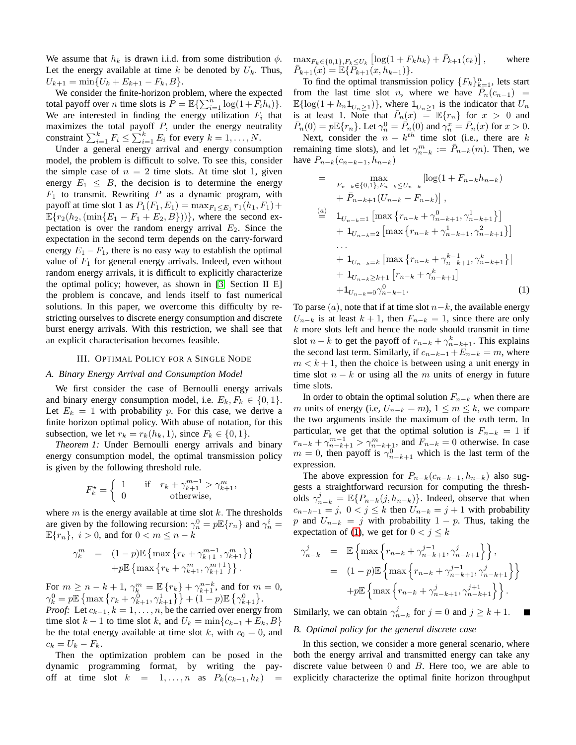We assume that $h_k$ is drawn i.i.d. from some distribution $\phi$. Let the energy available at time $k$ be denoted by $U_k$. Thus, $U_{k+1} = \min\{U_k + E_{k+1} - F_k, B\}$.

We consider the finite-horizon problem, where the expected total payoff over $n$ time slots is $P = \mathbb{E}\{\sum_{i=1}^{n} \log(1 + F_i h_i)\}$. We are interested in finding the energy utilization $F_i$ that maximizes the total payoff $P$, under the energy neutrality constraint $\sum_{i=1}^{k} F_i \leq \sum_{i=1}^{k} E_i$ for every $k = 1, \ldots, N$.

Under a general energy arrival and energy consumption model, the problem is difficult to solve. To see this, consider the simple case of $n = 2$ time slots. At time slot 1, given energy $E_1 \leq B$, the decision is to determine the energy $F_1$ to transmit. Rewriting $P$ as a dynamic program, with payoff at time slot 1 as $P_1(F_1, E_1) = \max_{F_1 \leq E_1} r_1(h_1, F_1) + \mathbb{E}\{r_2(h_2, (\min\{E_1 - F_1 + E_2, B\}))\}$, where the second expectation is over the random energy arrival $E_2$. Since the expectation in the second term depends on the carry-forward energy $E_1 - F_1$, there is no easy way to establish the optimal value of $F_1$ for general energy arrivals. Indeed, even without random energy arrivals, it is difficult to explicitly characterize the optimal policy; however, as shown in [3] Section II E] the problem is concave, and lends itself to fast numerical solutions. In this paper, we overcome this difficulty by restricting ourselves to discrete energy consumption and discrete burst energy arrivals. With this restriction, we shall see that an explicit characterisation becomes feasible.

## III. Optimal Policy for a Single Node

### A. Binary Energy Arrival and Consumption Model

We first consider the case of Bernoulli energy arrivals and binary energy consumption model, i.e. $E_k, F_k \in \{0, 1\}$. Let $E_k = 1$ with probability $p$. For this case, we derive a finite horizon optimal policy. With abuse of notation, for this subsection, we let $r_k = r_k(h_k, 1)$, since $F_k \in \{0, 1\}$.

*Theorem 1:* Under Bernoulli energy arrivals and binary energy consumption model, the optimal transmission policy is given by the following threshold rule.

$$F_k^\star = \begin{cases} 1 & \text{if} \quad r_k + \gamma_{k+1}^{m-1} > \gamma_{k+1}^{m}, \\ 0 & \text{otherwise,} \end{cases}$$

where $m$ is the energy available at time slot $k$. The thresholds are given by the following recursion: $\gamma_n^0 = p\mathbb{E}\{r_n\}$ and $\gamma_n^i = \mathbb{E}\{r_n\},\ i > 0$, and for $0 < m \leq n - k$

$$\begin{aligned} \gamma_k^m &= (1-p)\mathbb{E}\left\{\max\left\{r_k + \gamma_{k+1}^{m-1}, \gamma_{k+1}^{m}\right\}\right\} \\ &\quad + p\mathbb{E}\left\{\max\left\{r_k + \gamma_{k+1}^{m}, \gamma_{k+1}^{m+1}\right\}\right\}. \end{aligned}$$

For $m \geq n - k + 1$, $\gamma_k^m = \mathbb{E}\{r_k\} + \gamma_{k+1}^{n-k}$, and for $m = 0$, $\gamma_k^0 = p\mathbb{E}\left\{\max\left\{r_k + \gamma_{k+1}^0, \gamma_{k+1}^1\right\}\right\} + (1-p)\mathbb{E}\left\{\gamma_{k+1}^0\right\}$.

*Proof:* Let $c_{k-1}, k = 1, \ldots, n$, be the carried over energy from time slot $k-1$ to time slot $k$, and $U_k = \min\{c_{k-1} + E_k, B\}$ be the total energy available at time slot $k$, with $c_0 = 0$, and $c_k = U_k - F_k$.

Then the optimization problem can be posed in the dynamic programming format, by writing the payoff at time slot $k = 1, \ldots, n$ as $P_k(c_{k-1}, h_k) = \max_{F_k \in \{0,1\}, F_k \leq U_k} \left[\log(1 + F_k h_k) + \bar{P}_{k+1}(c_k)\right]$, where $\bar{P}_{k+1}(x) = \mathbb{E}\{P_{k+1}(x, h_{k+1})\}$.

To find the optimal transmission policy $\{F_k\}_{k=1}^n$, lets start from the last time slot $n$, where we have $\bar{P}_n(c_{n-1}) = \mathbb{E}\{\log(1 + h_n \mathbb{1}_{U_n \geq 1})\}$, where $\mathbb{1}_{U_n \geq 1}$ is the indicator that $U_n$ is at least 1. Note that $\bar{P}_n(x) = \mathbb{E}\{r_n\}$ for $x > 0$ and $\bar{P}_n(0) = p\mathbb{E}\{r_n\}$. Let $\gamma_n^0 = \bar{P}_n(0)$ and $\gamma_n^x = \bar{P}_n(x)$ for $x > 0$.

Next, consider the $n - k^{th}$ time slot (i.e., there are $k$ remaining time slots), and let $\gamma_{n-k}^m := \bar{P}_{n-k}(m)$. Then, we have $P_{n-k}(c_{n-k-1}, h_{n-k})$

$$\begin{aligned} &= \max_{F_{n-k} \in \{0,1\}, F_{n-k} \leq U_{n-k}} \left[\log(1 + F_{n-k} h_{n-k}) \right. \\ &\quad \left. + \bar{P}_{n-k+1}(U_{n-k} - F_{n-k})\right], \\ &\overset{(a)}{=} \mathbb{1}_{U_{n-k}=1}\left[\max\left\{r_{n-k} + \gamma_{n-k+1}^0, \gamma_{n-k+1}^1\right\}\right] \\ &\quad + \mathbb{1}_{U_{n-k}=2}\left[\max\left\{r_{n-k} + \gamma_{n-k+1}^1, \gamma_{n-k+1}^2\right\}\right] \\ &\quad \ldots \\ &\quad + \mathbb{1}_{U_{n-k}=k}\left[\max\left\{r_{n-k} + \gamma_{n-k+1}^{k-1}, \gamma_{n-k+1}^k\right\}\right] \\ &\quad + \mathbb{1}_{U_{n-k} \geq k+1}\left[r_{n-k} + \gamma_{n-k+1}^k\right] \\ &\quad + \mathbb{1}_{U_{n-k}=0}\gamma_{n-k+1}^0. \end{aligned} \tag{1}$$

To parse $(a)$, note that if at time slot $n-k$, the available energy $U_{n-k}$ is at least $k+1$, then $F_{n-k} = 1$, since there are only $k$ more slots left and hence the node should transmit in time slot $n-k$ to get the payoff of $r_{n-k} + \gamma_{n-k+1}^k$. This explains the second last term. Similarly, if $c_{n-k-1} + E_{n-k} = m$, where $m < k+1$, then the choice is between using a unit energy in time slot $n-k$ or using all the $m$ units of energy in future time slots.

In order to obtain the optimal solution $F_{n-k}$ when there are $m$ units of energy (i.e, $U_{n-k} = m$), $1 \leq m \leq k$, we compare the two arguments inside the maximum of the $m$th term. In particular, we get that the optimal solution is $F_{n-k} = 1$ if $r_{n-k} + \gamma_{n-k+1}^{m-1} > \gamma_{n-k+1}^m$, and $F_{n-k} = 0$ otherwise. In case $m = 0$, then payoff is $\gamma_{n-k+1}^0$ which is the last term of the expression.

The above expression for $P_{n-k}(c_{n-k-1}, h_{n-k})$ also suggests a straightforward recursion for computing the thresholds $\gamma_{n-k}^j = \mathbb{E}\{P_{n-k}(j, h_{n-k})\}$. Indeed, observe that when $c_{n-k-1} = j,\ 0 < j \leq k$ then $U_{n-k} = j + 1$ with probability $p$ and $U_{n-k} = j$ with probability $1 - p$. Thus, taking the expectation of (1), we get for $0 < j \leq k$

$$\begin{aligned} \gamma_{n-k}^j &= \mathbb{E}\left\{\max\left\{r_{n-k} + \gamma_{n-k+1}^{j-1}, \gamma_{n-k+1}^j\right\}\right\}, \\ &= (1-p)\mathbb{E}\left\{\max\left\{r_{n-k} + \gamma_{n-k+1}^{j-1}, \gamma_{n-k+1}^j\right\}\right\} \\ &\quad + p\mathbb{E}\left\{\max\left\{r_{n-k} + \gamma_{n-k+1}^j, \gamma_{n-k+1}^{j+1}\right\}\right\}. \end{aligned}$$

Similarly, we can obtain $\gamma_{n-k}^j$ for $j = 0$ and $j \geq k + 1$. ∎

### B. Optimal policy for the general discrete case

In this section, we consider a more general scenario, where both the energy arrival and transmitted energy can take any discrete value between 0 and $B$. Here too, we are able to explicitly characterize the optimal finite horizon throughput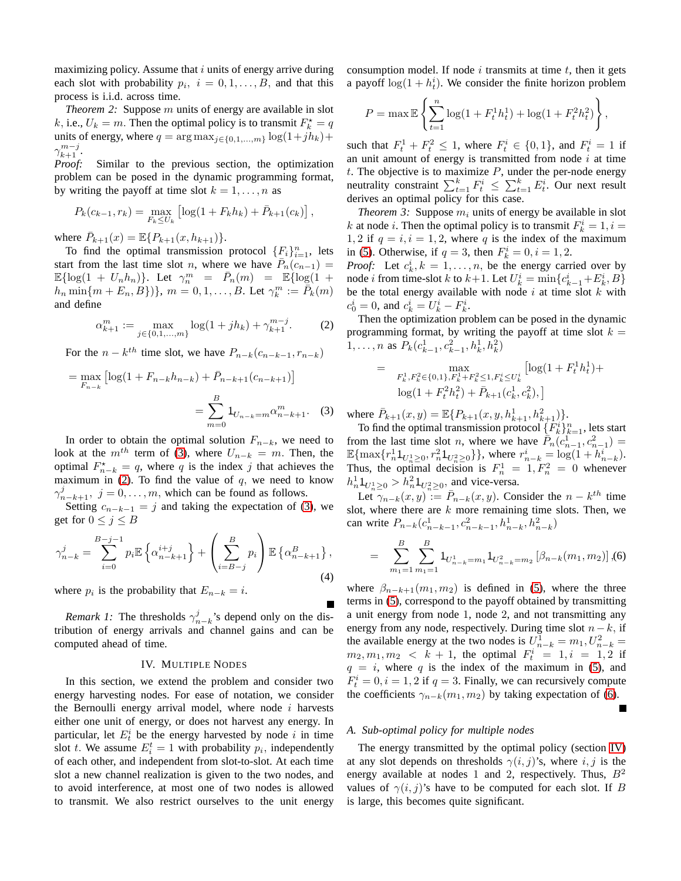maximizing policy. Assume that $i$ units of energy arrive during each slot with probability $p_i,\ i = 0, 1, \ldots, B,$ and that this process is i.i.d. across time.

*Theorem 2:* Suppose $m$ units of energy are available in slot $k$, i.e., $U_k = m$. Then the optimal policy is to transmit $F_k^\star = q$ units of energy, where $q = \arg\max_{j\in\{0,1,\ldots,m\}} \log(1+jh_k) + \gamma_{k+1}^{m-j}$.

*Proof:* Similar to the previous section, the optimization problem can be posed in the dynamic programming format, by writing the payoff at time slot $k = 1, \ldots, n$ as

$$P_k(c_{k-1}, r_k) = \max_{F_k \le U_k} \left[\log(1 + F_k h_k) + \bar{P}_{k+1}(c_k)\right],$$

where $\bar{P}_{k+1}(x) = \mathbb{E}\{P_{k+1}(x, h_{k+1})\}$.

To find the optimal transmission protocol $\{F_i\}_{i=1}^n$, lets start from the last time slot $n$, where we have $\bar{P}_n(c_{n-1}) = \mathbb{E}\{\log(1 + U_n h_n)\}$. Let $\gamma_n^m = \bar{P}_n(m) = \mathbb{E}\{\log(1 + h_n \min\{m + E_n, B\})\},\ m = 0, 1, \ldots, B$. Let $\gamma_k^m := \bar{P}_k(m)$ and define

$$\alpha_{k+1}^m := \max_{j\in\{0,1,\ldots,m\}} \log(1 + jh_k) + \gamma_{k+1}^{m-j}. \tag{2}$$

For the $n-k^{th}$ time slot, we have $P_{n-k}(c_{n-k-1}, r_{n-k})$

$$= \max_{F_{n-k}} \left[\log(1 + F_{n-k}h_{n-k}) + \bar{P}_{n-k+1}(c_{n-k+1})\right]$$

$$= \sum_{m=0}^{B} \mathbb{1}_{U_{n-k}=m}\alpha_{n-k+1}^m. \tag{3}$$

In order to obtain the optimal solution $F_{n-k}$, we need to look at the $m^{th}$ term of (3), where $U_{n-k} = m$. Then, the optimal $F_{n-k}^\star = q$, where $q$ is the index $j$ that achieves the maximum in (2). To find the value of $q$, we need to know $\gamma_{n-k+1}^j,\ j = 0, \ldots, m$, which can be found as follows.

Setting $c_{n-k-1} = j$ and taking the expectation of (3), we get for $0 \le j \le B$

$$\gamma_{n-k}^j = \sum_{i=0}^{B-j-1} p_i \mathbb{E}\left\{\alpha_{n-k+1}^{i+j}\right\} + \left(\sum_{i=B-j}^{B} p_i\right)\mathbb{E}\left\{\alpha_{n-k+1}^B\right\}, \tag{4}$$

where $p_i$ is the probability that $E_{n-k} = i$. ∎

*Remark 1:* The thresholds $\gamma_{n-k}^j$'s depend only on the distribution of energy arrivals and channel gains and can be computed ahead of time.

## IV. Multiple Nodes

In this section, we extend the problem and consider two energy harvesting nodes. For ease of notation, we consider the Bernoulli energy arrival model, where node $i$ harvests either one unit of energy, or does not harvest any energy. In particular, let $E_t^i$ be the energy harvested by node $i$ in time slot $t$. We assume $E_i^t = 1$ with probability $p_i$, independently of each other, and independent from slot-to-slot. At each time slot a new channel realization is given to the two nodes, and to avoid interference, at most one of two nodes is allowed to transmit. We also restrict ourselves to the unit energy consumption model. If node $i$ transmits at time $t$, then it gets a payoff $\log(1 + h_t^i)$. We consider the finite horizon problem

$$P = \max \mathbb{E}\left\{\sum_{t=1}^{n} \log(1 + F_t^1 h_t^1) + \log(1 + F_t^2 h_t^2)\right\},$$

such that $F_t^1 + F_t^2 \le 1$, where $F_t^i \in \{0, 1\}$, and $F_t^i = 1$ if an unit amount of energy is transmitted from node $i$ at time $t$. The objective is to maximize $P$, under the per-node energy neutrality constraint $\sum_{t=1}^k F_t^i \le \sum_{t=1}^k E_t^i$. Our next result derives an optimal policy for this case.

*Theorem 3:* Suppose $m_i$ units of energy be available in slot $k$ at node $i$. Then the optimal policy is to transmit $F_k^i = 1, i = 1, 2$ if $q = i, i = 1, 2$, where $q$ is the index of the maximum in (5). Otherwise, if $q = 3$, then $F_k^i = 0, i = 1, 2$.

*Proof:* Let $c_k^i, k = 1, \ldots, n$, be the energy carried over by node $i$ from time-slot $k$ to $k+1$. Let $U_k^i = \min\{c_{k-1}^i + E_k^i, B\}$ be the total energy available with node $i$ at time slot $k$ with $c_0^i = 0$, and $c_k^i = U_k^i - F_k^i$.

Then the optimization problem can be posed in the dynamic programming format, by writing the payoff at time slot $k = 1, \ldots, n$ as $P_k(c_{k-1}^1, c_{k-1}^2, h_k^1, h_k^2)$

$$= \max_{F_k^1, F_k^2 \in \{0,1\}, F_k^1 + F_k^2 \le 1, F_k^i \le U_k^i} \left[\log(1 + F_t^1 h_t^1) + \log(1 + F_t^2 h_t^2) + \bar{P}_{k+1}(c_k^1, c_k^2),\right]$$

where $\bar{P}_{k+1}(x, y) = \mathbb{E}\{P_{k+1}(x, y, h_{k+1}^1, h_{k+1}^2)\}$.

To find the optimal transmission protocol $\{F_k^i\}_{k=1}^n$, lets start from the last time slot $n$, where we have $\bar{P}_n(c_{n-1}^1, c_{n-1}^2) = \mathbb{E}\{\max\{r_n^1 \mathbb{1}_{U_n^1 \ge 0}, r_n^2 \mathbb{1}_{U_n^2 \ge 0}\}\}$, where $r_{n-k}^i = \log(1 + h_{n-k}^i)$. Thus, the optimal decision is $F_n^1 = 1, F_n^2 = 0$ whenever $h_n^1 \mathbb{1}_{U_n^1 \ge 0} > h_n^2 \mathbb{1}_{U_n^2 \ge 0}$, and vice-versa.

Let $\gamma_{n-k}(x, y) := \bar{P}_{n-k}(x, y)$. Consider the $n - k^{th}$ time slot, where there are $k$ more remaining time slots. Then, we can write $P_{n-k}(c_{n-k-1}^1, c_{n-k-1}^2, h_{n-k}^1, h_{n-k}^2)$

$$= \sum_{m_1=1}^{B} \sum_{m_1=1}^{B} \mathbb{1}_{U_{n-k}^1 = m_1} \mathbb{1}_{U_{n-k}^2 = m_2} \left[\beta_{n-k}(m_1, m_2)\right], \tag{6}$$

where $\beta_{n-k+1}(m_1, m_2)$ is defined in (5), where the three terms in (5), correspond to the payoff obtained by transmitting a unit energy from node 1, node 2, and not transmitting any energy from any node, respectively. During time slot $n - k$, if the available energy at the two nodes is $U_{n-k}^1 = m_1, U_{n-k}^2 = m_2, m_1, m_2 < k + 1$, the optimal $F_t^i = 1, i = 1, 2$ if $q = i$, where $q$ is the index of the maximum in (5), and $F_t^i = 0, i = 1, 2$ if $q = 3$. Finally, we can recursively compute the coefficients $\gamma_{n-k}(m_1, m_2)$ by taking expectation of (6). ∎

### A. Sub-optimal policy for multiple nodes

The energy transmitted by the optimal policy (section IV) at any slot depends on thresholds $\gamma(i, j)$'s, where $i, j$ is the energy available at nodes 1 and 2, respectively. Thus, $B^2$ values of $\gamma(i, j)$'s have to be computed for each slot. If $B$ is large, this becomes quite significant.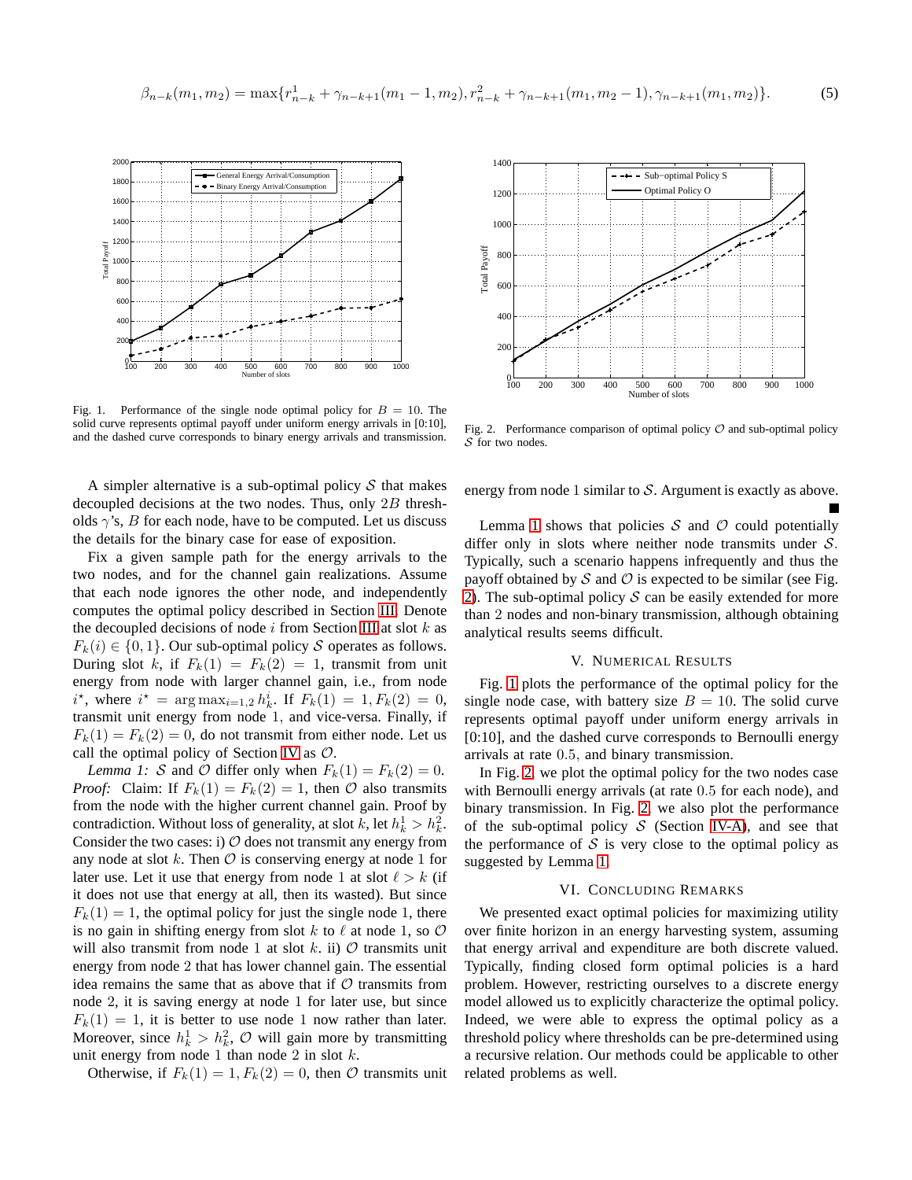$$\beta_{n-k}(m_1, m_2) = \max\{r^1_{n-k} + \gamma_{n-k+1}(m_1 - 1, m_2), r^2_{n-k} + \gamma_{n-k+1}(m_1, m_2 - 1), \gamma_{n-k+1}(m_1, m_2)\}. \tag{5}$$

Fig. 1. Performance of the single node optimal policy for $B = 10$. The solid curve represents optimal payoff under uniform energy arrivals in [0:10], and the dashed curve corresponds to binary energy arrivals and transmission.

Fig. 2. Performance comparison of optimal policy $\mathcal{O}$ and sub-optimal policy $\mathcal{S}$ for two nodes.

A simpler alternative is a sub-optimal policy $\mathcal{S}$ that makes decoupled decisions at the two nodes. Thus, only $2B$ thresholds $\gamma$'s, $B$ for each node, have to be computed. Let us discuss the details for the binary case for ease of exposition.

Fix a given sample path for the energy arrivals to the two nodes, and for the channel gain realizations. Assume that each node ignores the other node, and independently computes the optimal policy described in Section III. Denote the decoupled decisions of node $i$ from Section III at slot $k$ as $F_k(i) \in \{0, 1\}$. Our sub-optimal policy $\mathcal{S}$ operates as follows. During slot $k$, if $F_k(1) = F_k(2) = 1$, transmit unit energy from node with larger channel gain, i.e., from node $i^\star$, where $i^\star = \arg\max_{i=1,2} h^i_k$. If $F_k(1) = 1, F_k(2) = 0$, transmit unit energy from node 1, and vice-versa. Finally, if $F_k(1) = F_k(2) = 0$, do not transmit from either node. Let us call the optimal policy of Section IV as $\mathcal{O}$.

*Lemma 1:* $\mathcal{S}$ and $\mathcal{O}$ differ only when $F_k(1) = F_k(2) = 0$.

*Proof:* Claim: If $F_k(1) = F_k(2) = 1$, then $\mathcal{O}$ also transmits from the node with the higher current channel gain. Proof by contradiction. Without loss of generality, at slot $k$, let $h^1_k > h^2_k$. Consider the two cases: i) $\mathcal{O}$ does not transmit any energy from any node at slot $k$. Then $\mathcal{O}$ is conserving energy at node 1 for later use. Let it use that energy from node 1 at slot $\ell > k$ (if it does not use that energy at all, then its wasted). But since $F_k(1) = 1$, the optimal policy for just the single node 1, there is no gain in shifting energy from slot $k$ to $\ell$ at node 1, so $\mathcal{O}$ will also transmit from node 1 at slot $k$. ii) $\mathcal{O}$ transmits unit energy from node 2 that has lower channel gain. The essential idea remains the same that as above that if $\mathcal{O}$ transmits from node 2, it is saving energy at node 1 for later use, but since $F_k(1) = 1$, it is better to use node 1 now rather than later. Moreover, since $h^1_k > h^2_k$, $\mathcal{O}$ will gain more by transmitting unit energy from node 1 than node 2 in slot $k$.

Otherwise, if $F_k(1) = 1, F_k(2) = 0$, then $\mathcal{O}$ transmits unit energy from node 1 similar to $\mathcal{S}$. Argument is exactly as above. ∎

Lemma 1 shows that policies $\mathcal{S}$ and $\mathcal{O}$ could potentially differ only in slots where neither node transmits under $\mathcal{S}$. Typically, such a scenario happens infrequently and thus the payoff obtained by $\mathcal{S}$ and $\mathcal{O}$ is expected to be similar (see Fig. 2). The sub-optimal policy $\mathcal{S}$ can be easily extended for more than 2 nodes and non-binary transmission, although obtaining analytical results seems difficult.

## V. Numerical Results

Fig. 1 plots the performance of the optimal policy for the single node case, with battery size $B = 10$. The solid curve represents optimal payoff under uniform energy arrivals in [0:10], and the dashed curve corresponds to Bernoulli energy arrivals at rate 0.5, and binary transmission.

In Fig. 2, we plot the optimal policy for the two nodes case with Bernoulli energy arrivals (at rate 0.5 for each node), and binary transmission. In Fig. 2, we also plot the performance of the sub-optimal policy $\mathcal{S}$ (Section IV-A), and see that the performance of $\mathcal{S}$ is very close to the optimal policy as suggested by Lemma 1.

## VI. Concluding Remarks

We presented exact optimal policies for maximizing utility over finite horizon in an energy harvesting system, assuming that energy arrival and expenditure are both discrete valued. Typically, finding closed form optimal policies is a hard problem. However, restricting ourselves to a discrete energy model allowed us to explicitly characterize the optimal policy. Indeed, we were able to express the optimal policy as a threshold policy where thresholds can be pre-determined using a recursive relation. Our methods could be applicable to other related problems as well.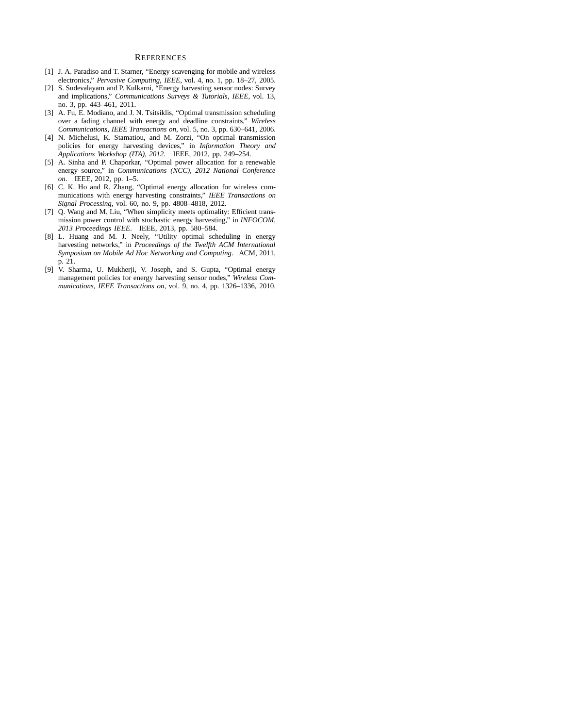## References

[1] J. A. Paradiso and T. Starner, "Energy scavenging for mobile and wireless electronics," *Pervasive Computing, IEEE*, vol. 4, no. 1, pp. 18–27, 2005.

[2] S. Sudevalayam and P. Kulkarni, "Energy harvesting sensor nodes: Survey and implications," *Communications Surveys & Tutorials, IEEE*, vol. 13, no. 3, pp. 443–461, 2011.

[3] A. Fu, E. Modiano, and J. N. Tsitsiklis, "Optimal transmission scheduling over a fading channel with energy and deadline constraints," *Wireless Communications, IEEE Transactions on*, vol. 5, no. 3, pp. 630–641, 2006.

[4] N. Michelusi, K. Stamatiou, and M. Zorzi, "On optimal transmission policies for energy harvesting devices," in *Information Theory and Applications Workshop (ITA), 2012*. IEEE, 2012, pp. 249–254.

[5] A. Sinha and P. Chaporkar, "Optimal power allocation for a renewable energy source," in *Communications (NCC), 2012 National Conference on*. IEEE, 2012, pp. 1–5.

[6] C. K. Ho and R. Zhang, "Optimal energy allocation for wireless communications with energy harvesting constraints," *IEEE Transactions on Signal Processing*, vol. 60, no. 9, pp. 4808–4818, 2012.

[7] Q. Wang and M. Liu, "When simplicity meets optimality: Efficient transmission power control with stochastic energy harvesting," in *INFOCOM, 2013 Proceedings IEEE*. IEEE, 2013, pp. 580–584.

[8] L. Huang and M. J. Neely, "Utility optimal scheduling in energy harvesting networks," in *Proceedings of the Twelfth ACM International Symposium on Mobile Ad Hoc Networking and Computing*. ACM, 2011, p. 21.

[9] V. Sharma, U. Mukherji, V. Joseph, and S. Gupta, "Optimal energy management policies for energy harvesting sensor nodes," *Wireless Communications, IEEE Transactions on*, vol. 9, no. 4, pp. 1326–1336, 2010.